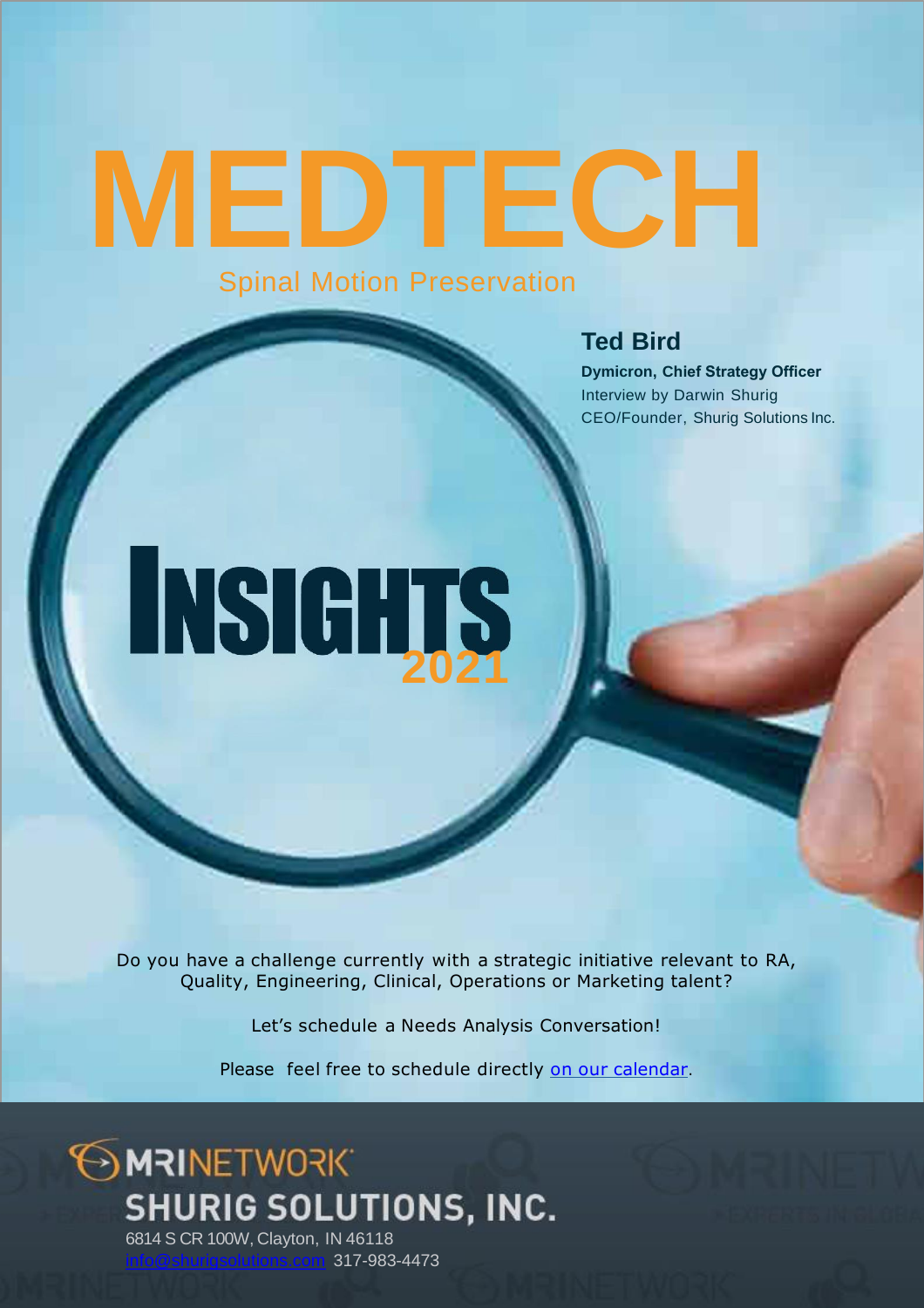# MEDTECH

## Spinal Motion Preservation

### Ted Bird

**Dymicron, Chief Strategy Officer**

Interview by Darwin Shurig

CEO/Founder, Shurig Solutions Inc.

# INSIGHTS 2021

Do you have a challenge currently with a strategic initiative relevant to RA, Quality, Engineering, Clinical, Operations or Marketing talent?

Let's schedule a Needs Analysis Conversation!

Please feel free to schedule directly on our calendar.

MRINETWORK

**SHURIG SOLUTIONS, INC.**

6814 S CR 100W, Clayton, IN 46118

info@shurigsolutions.com 317-983-4473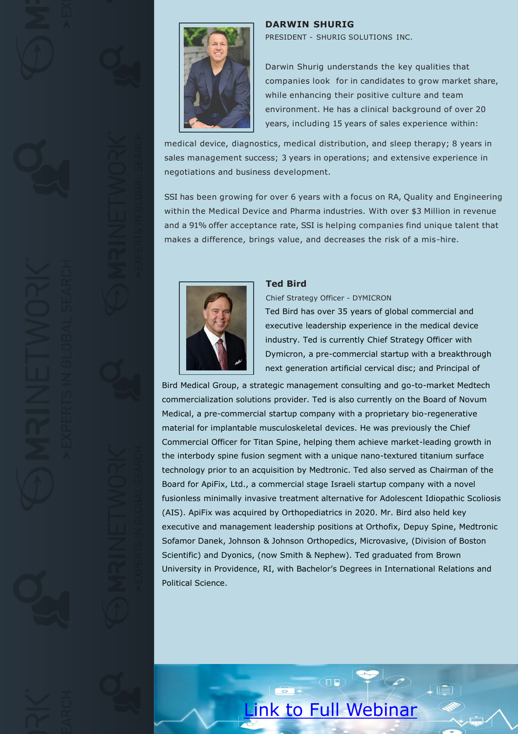## DARWIN SHURIG

PRESIDENT - SHURIG SOLUTIONS INC.

Darwin Shurig understands the key qualities that companies look for in candidates to grow market share, while enhancing their positive culture and team environment. He has a clinical background of over 20 years, including 15 years of sales experience within: medical device, diagnostics, medical distribution, and sleep therapy; 8 years in sales management success; 3 years in operations; and extensive experience in negotiations and business development.

SSI has been growing for over 6 years with a focus on RA, Quality and Engineering within the Medical Device and Pharma industries. With over $3 Million in revenue and a 91% offer acceptance rate, SSI is helping companies find unique talent that makes a difference, brings value, and decreases the risk of a mis-hire.

## Ted Bird

Chief Strategy Officer - DYMICRON

Ted Bird has over 35 years of global commercial and executive leadership experience in the medical device industry. Ted is currently Chief Strategy Officer with Dymicron, a pre-commercial startup with a breakthrough next generation artificial cervical disc; and Principal of Bird Medical Group, a strategic management consulting and go-to-market Medtech commercialization solutions provider. Ted is also currently on the Board of Novum Medical, a pre-commercial startup company with a proprietary bio-regenerative material for implantable musculoskeletal devices. He was previously the Chief Commercial Officer for Titan Spine, helping them achieve market-leading growth in the interbody spine fusion segment with a unique nano-textured titanium surface technology prior to an acquisition by Medtronic. Ted also served as Chairman of the Board for ApiFix, Ltd., a commercial stage Israeli startup company with a novel fusionless minimally invasive treatment alternative for Adolescent Idiopathic Scoliosis (AIS). ApiFix was acquired by Orthopediatrics in 2020. Mr. Bird also held key executive and management leadership positions at Orthofix, Depuy Spine, Medtronic Sofamor Danek, Johnson & Johnson Orthopedics, Microvasive, (Division of Boston Scientific) and Dyonics, (now Smith & Nephew). Ted graduated from Brown University in Providence, RI, with Bachelor's Degrees in International Relations and Political Science.

Link to Full Webinar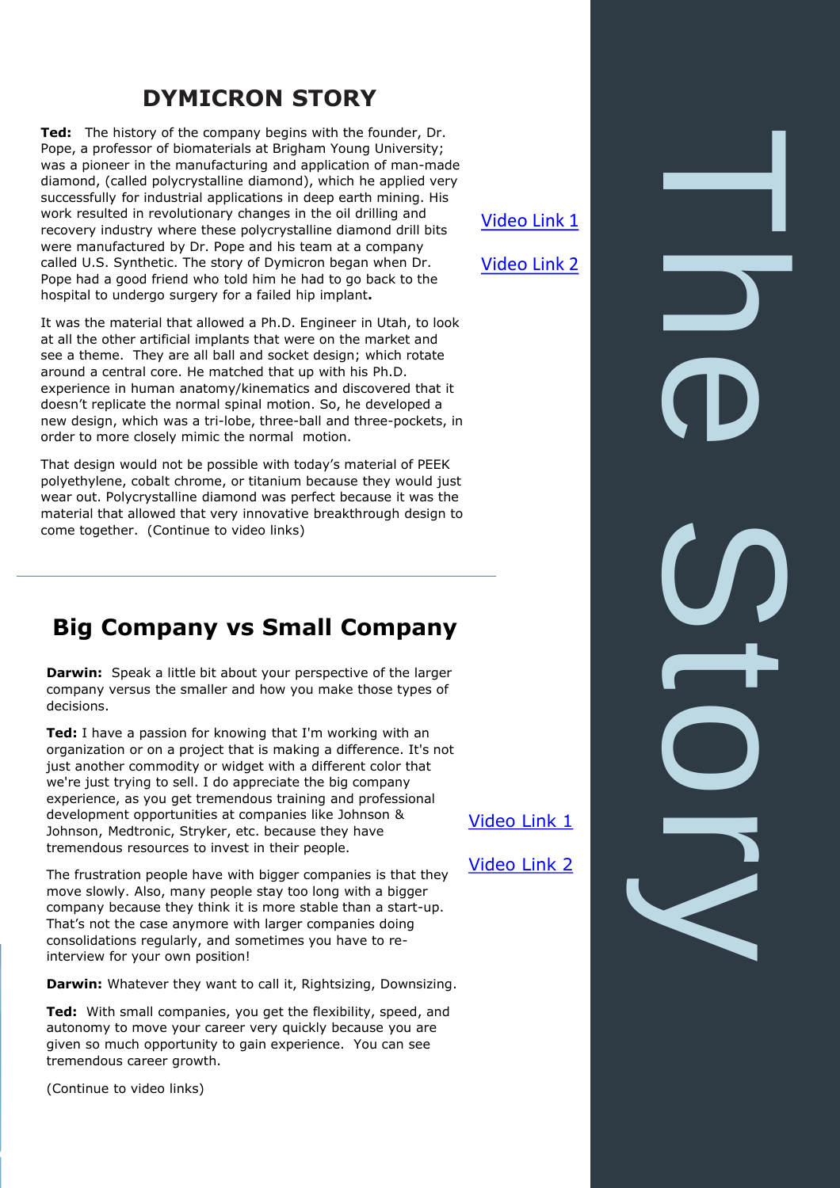## DYMICRON STORY

**Ted:** The history of the company begins with the founder, Dr. Pope, a professor of biomaterials at Brigham Young University; was a pioneer in the manufacturing and application of man-made diamond, (called polycrystalline diamond), which he applied very successfully for industrial applications in deep earth mining. His work resulted in revolutionary changes in the oil drilling and recovery industry where these polycrystalline diamond drill bits were manufactured by Dr. Pope and his team at a company called U.S. Synthetic. The story of Dymicron began when Dr. Pope had a good friend who told him he had to go back to the hospital to undergo surgery for a failed hip implant**.**

It was the material that allowed a Ph.D. Engineer in Utah, to look at all the other artificial implants that were on the market and see a theme. They are all ball and socket design; which rotate around a central core. He matched that up with his Ph.D. experience in human anatomy/kinematics and discovered that it doesn't replicate the normal spinal motion. So, he developed a new design, which was a tri-lobe, three-ball and three-pockets, in order to more closely mimic the normal motion.

That design would not be possible with today's material of PEEK polyethylene, cobalt chrome, or titanium because they would just wear out. Polycrystalline diamond was perfect because it was the material that allowed that very innovative breakthrough design to come together. (Continue to video links)

Video Link 1

Video Link 2

---

## Big Company vs Small Company

**Darwin:** Speak a little bit about your perspective of the larger company versus the smaller and how you make those types of decisions.

**Ted:** I have a passion for knowing that I'm working with an organization or on a project that is making a difference. It's not just another commodity or widget with a different color that we're just trying to sell. I do appreciate the big company experience, as you get tremendous training and professional development opportunities at companies like Johnson & Johnson, Medtronic, Stryker, etc. because they have tremendous resources to invest in their people.

The frustration people have with bigger companies is that they move slowly. Also, many people stay too long with a bigger company because they think it is more stable than a start-up. That's not the case anymore with larger companies doing consolidations regularly, and sometimes you have to re-interview for your own position!

**Darwin:** Whatever they want to call it, Rightsizing, Downsizing.

**Ted:** With small companies, you get the flexibility, speed, and autonomy to move your career very quickly because you are given so much opportunity to gain experience. You can see tremendous career growth.

(Continue to video links)

Video Link 1

Video Link 2

The Story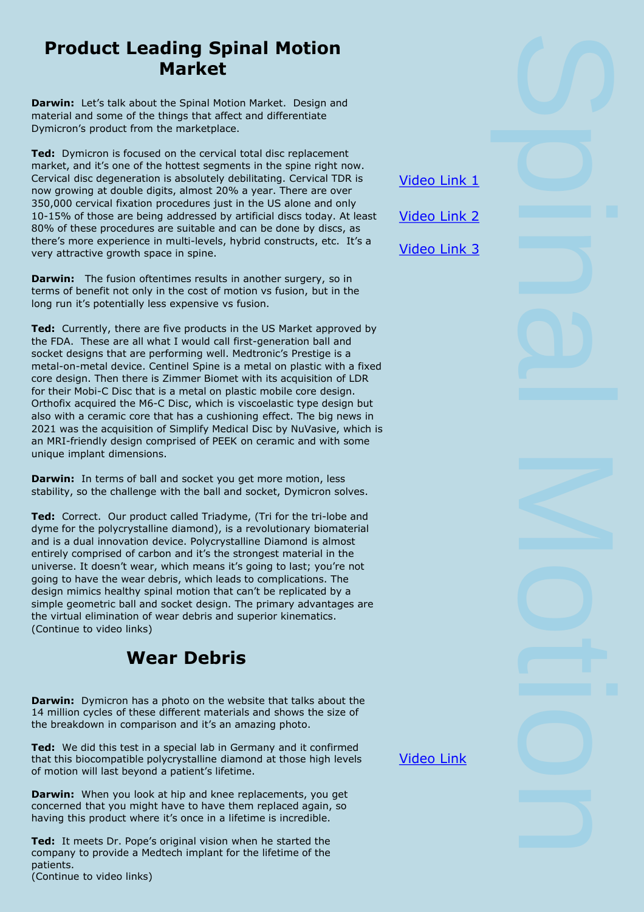## Product Leading Spinal Motion Market

**Darwin:** Let's talk about the Spinal Motion Market. Design and material and some of the things that affect and differentiate Dymicron's product from the marketplace.

**Ted:** Dymicron is focused on the cervical total disc replacement market, and it's one of the hottest segments in the spine right now. Cervical disc degeneration is absolutely debilitating. Cervical TDR is now growing at double digits, almost 20% a year. There are over 350,000 cervical fixation procedures just in the US alone and only 10-15% of those are being addressed by artificial discs today. At least 80% of these procedures are suitable and can be done by discs, as there's more experience in multi-levels, hybrid constructs, etc. It's a very attractive growth space in spine.

**Darwin:** The fusion oftentimes results in another surgery, so in terms of benefit not only in the cost of motion vs fusion, but in the long run it's potentially less expensive vs fusion.

**Ted:** Currently, there are five products in the US Market approved by the FDA. These are all what I would call first-generation ball and socket designs that are performing well. Medtronic's Prestige is a metal-on-metal device. Centinel Spine is a metal on plastic with a fixed core design. Then there is Zimmer Biomet with its acquisition of LDR for their Mobi-C Disc that is a metal on plastic mobile core design. Orthofix acquired the M6-C Disc, which is viscoelastic type design but also with a ceramic core that has a cushioning effect. The big news in 2021 was the acquisition of Simplify Medical Disc by NuVasive, which is an MRI-friendly design comprised of PEEK on ceramic and with some unique implant dimensions.

**Darwin:** In terms of ball and socket you get more motion, less stability, so the challenge with the ball and socket, Dymicron solves.

**Ted:** Correct. Our product called Triadyme, (Tri for the tri-lobe and dyme for the polycrystalline diamond), is a revolutionary biomaterial and is a dual innovation device. Polycrystalline Diamond is almost entirely comprised of carbon and it's the strongest material in the universe. It doesn't wear, which means it's going to last; you're not going to have the wear debris, which leads to complications. The design mimics healthy spinal motion that can't be replicated by a simple geometric ball and socket design. The primary advantages are the virtual elimination of wear debris and superior kinematics. (Continue to video links)

Video Link 1

Video Link 2

Video Link 3

## Wear Debris

**Darwin:** Dymicron has a photo on the website that talks about the 14 million cycles of these different materials and shows the size of the breakdown in comparison and it's an amazing photo.

**Ted:** We did this test in a special lab in Germany and it confirmed that this biocompatible polycrystalline diamond at those high levels of motion will last beyond a patient's lifetime.

**Darwin:** When you look at hip and knee replacements, you get concerned that you might have to have them replaced again, so having this product where it's once in a lifetime is incredible.

**Ted:** It meets Dr. Pope's original vision when he started the company to provide a Medtech implant for the lifetime of the patients.
(Continue to video links)

Video Link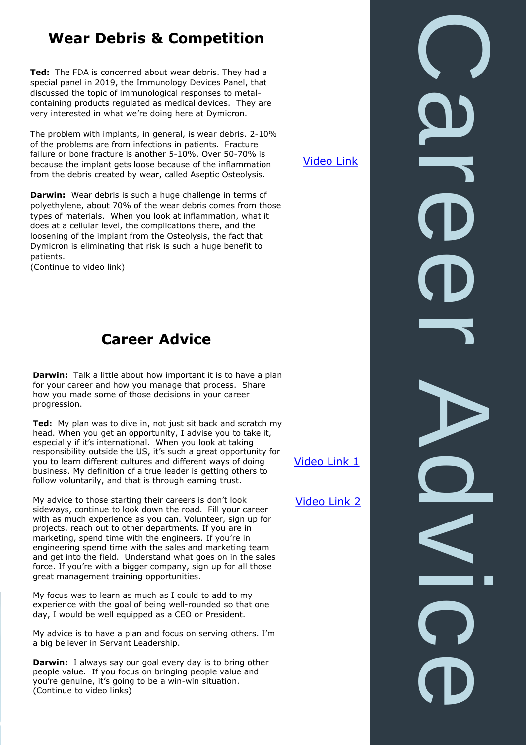## Wear Debris & Competition

**Ted:** The FDA is concerned about wear debris. They had a special panel in 2019, the Immunology Devices Panel, that discussed the topic of immunological responses to metal-containing products regulated as medical devices. They are very interested in what we're doing here at Dymicron.

The problem with implants, in general, is wear debris. 2-10% of the problems are from infections in patients. Fracture failure or bone fracture is another 5-10%. Over 50-70% is because the implant gets loose because of the inflammation from the debris created by wear, called Aseptic Osteolysis.

**Darwin:** Wear debris is such a huge challenge in terms of polyethylene, about 70% of the wear debris comes from those types of materials. When you look at inflammation, what it does at a cellular level, the complications there, and the loosening of the implant from the Osteolysis, the fact that Dymicron is eliminating that risk is such a huge benefit to patients.
(Continue to video link)

Video Link

---

## Career Advice

**Darwin:** Talk a little about how important it is to have a plan for your career and how you manage that process. Share how you made some of those decisions in your career progression.

**Ted:** My plan was to dive in, not just sit back and scratch my head. When you get an opportunity, I advise you to take it, especially if it's international. When you look at taking responsibility outside the US, it's such a great opportunity for you to learn different cultures and different ways of doing business. My definition of a true leader is getting others to follow voluntarily, and that is through earning trust.

My advice to those starting their careers is don't look sideways, continue to look down the road. Fill your career with as much experience as you can. Volunteer, sign up for projects, reach out to other departments. If you are in marketing, spend time with the engineers. If you're in engineering spend time with the sales and marketing team and get into the field. Understand what goes on in the sales force. If you're with a bigger company, sign up for all those great management training opportunities.

My focus was to learn as much as I could to add to my experience with the goal of being well-rounded so that one day, I would be well equipped as a CEO or President.

My advice is to have a plan and focus on serving others. I'm a big believer in Servant Leadership.

**Darwin:** I always say our goal every day is to bring other people value. If you focus on bringing people value and you're genuine, it's going to be a win-win situation.
(Continue to video links)

Video Link 1

Video Link 2

Career Advice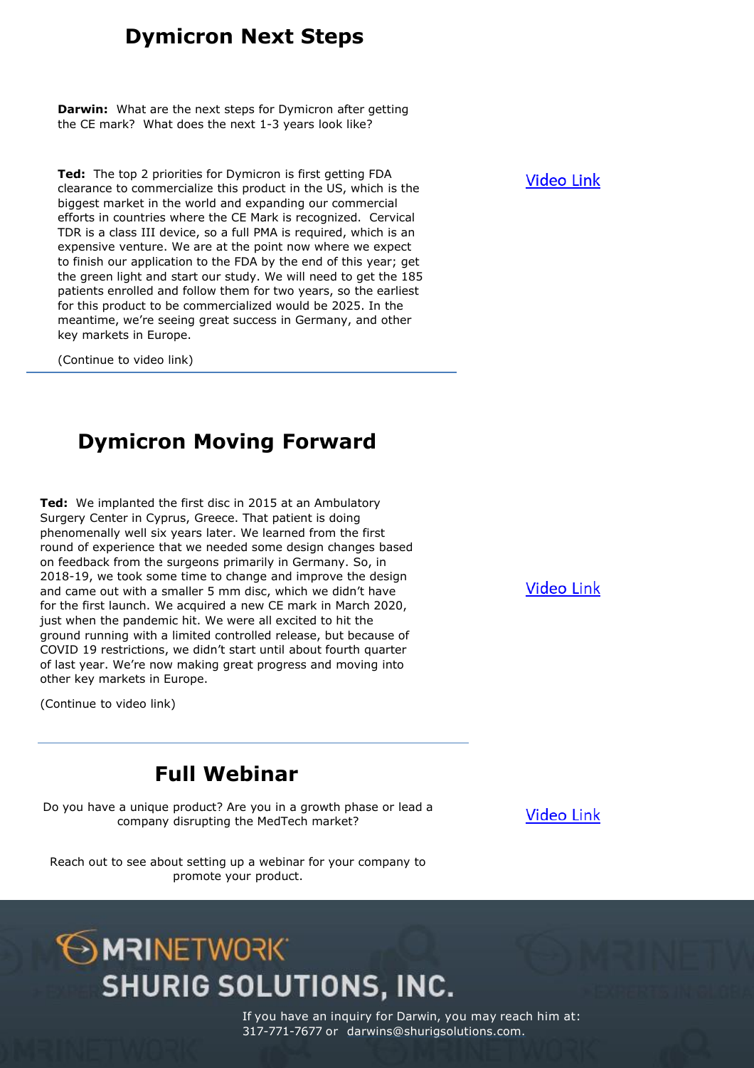## Dymicron Next Steps

**Darwin:** What are the next steps for Dymicron after getting the CE mark? What does the next 1-3 years look like?

**Ted:** The top 2 priorities for Dymicron is first getting FDA clearance to commercialize this product in the US, which is the biggest market in the world and expanding our commercial efforts in countries where the CE Mark is recognized. Cervical TDR is a class III device, so a full PMA is required, which is an expensive venture. We are at the point now where we expect to finish our application to the FDA by the end of this year; get the green light and start our study. We will need to get the 185 patients enrolled and follow them for two years, so the earliest for this product to be commercialized would be 2025. In the meantime, we're seeing great success in Germany, and other key markets in Europe.

(Continue to video link)

Video Link

---

## Dymicron Moving Forward

**Ted:** We implanted the first disc in 2015 at an Ambulatory Surgery Center in Cyprus, Greece. That patient is doing phenomenally well six years later. We learned from the first round of experience that we needed some design changes based on feedback from the surgeons primarily in Germany. So, in 2018-19, we took some time to change and improve the design and came out with a smaller 5 mm disc, which we didn't have for the first launch. We acquired a new CE mark in March 2020, just when the pandemic hit. We were all excited to hit the ground running with a limited controlled release, but because of COVID 19 restrictions, we didn't start until about fourth quarter of last year. We're now making great progress and moving into other key markets in Europe.

(Continue to video link)

Video Link

---

## Full Webinar

Do you have a unique product? Are you in a growth phase or lead a company disrupting the MedTech market?

Reach out to see about setting up a webinar for your company to promote your product.

Video Link

MRINETWORK
SHURIG SOLUTIONS, INC.

If you have an inquiry for Darwin, you may reach him at: 317-771-7677 or darwins@shurigsolutions.com.